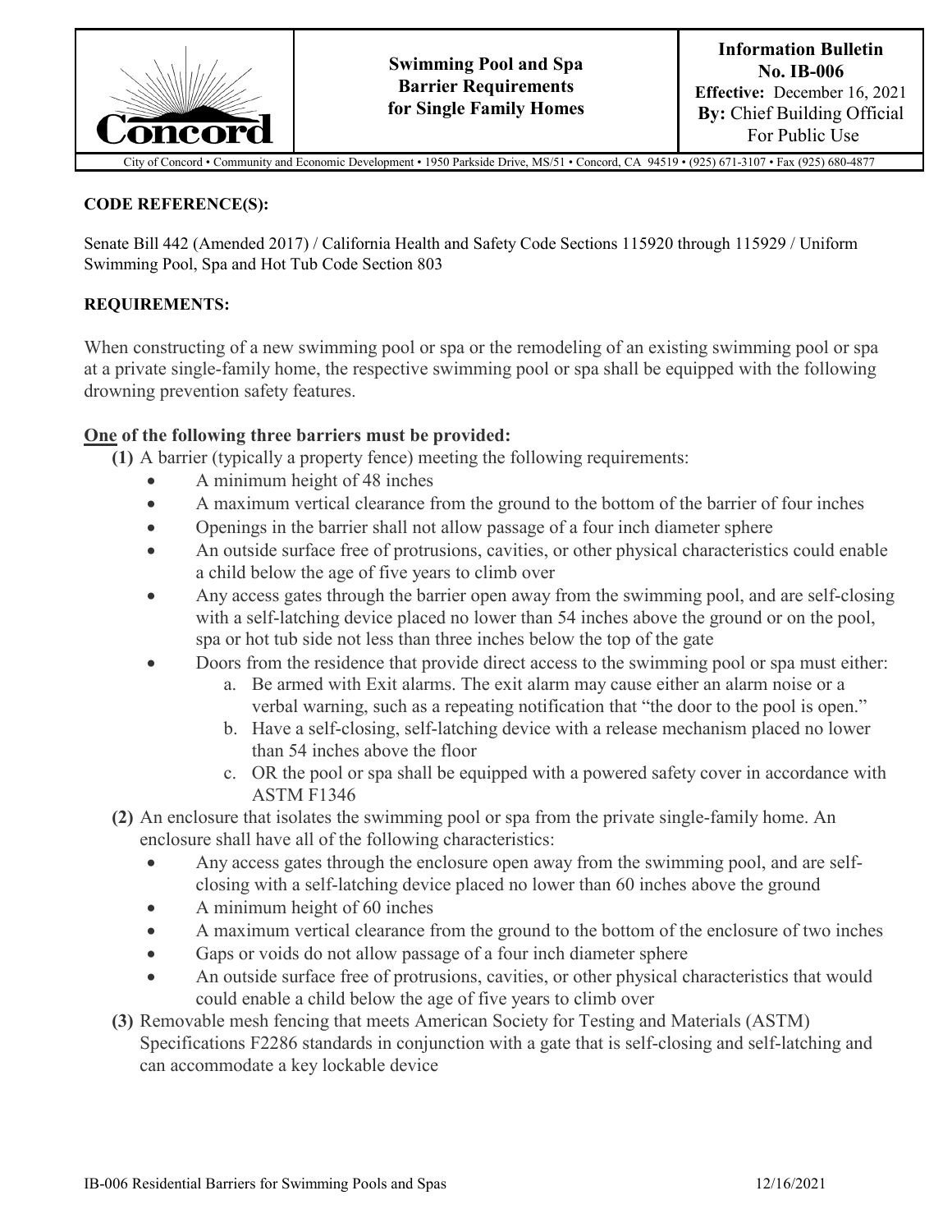| Concord | **Swimming Pool and Spa Barrier Requirements for Single Family Homes** | **Information Bulletin No. IB-006** **Effective:** December 16, 2021 **By:** Chief Building Official For Public Use |
| --- | --- | --- |

City of Concord • Community and Economic Development • 1950 Parkside Drive, MS/51 • Concord, CA 94519 • (925) 671-3107 • Fax (925) 680-4877

**CODE REFERENCE(S):**

Senate Bill 442 (Amended 2017) / California Health and Safety Code Sections 115920 through 115929 / Uniform Swimming Pool, Spa and Hot Tub Code Section 803

**REQUIREMENTS:**

When constructing of a new swimming pool or spa or the remodeling of an existing swimming pool or spa at a private single-family home, the respective swimming pool or spa shall be equipped with the following drowning prevention safety features.

**One of the following three barriers must be provided:**

**(1)** A barrier (typically a property fence) meeting the following requirements:

- A minimum height of 48 inches
- A maximum vertical clearance from the ground to the bottom of the barrier of four inches
- Openings in the barrier shall not allow passage of a four inch diameter sphere
- An outside surface free of protrusions, cavities, or other physical characteristics could enable a child below the age of five years to climb over
- Any access gates through the barrier open away from the swimming pool, and are self-closing with a self-latching device placed no lower than 54 inches above the ground or on the pool, spa or hot tub side not less than three inches below the top of the gate
- Doors from the residence that provide direct access to the swimming pool or spa must either:
  a. Be armed with Exit alarms. The exit alarm may cause either an alarm noise or a verbal warning, such as a repeating notification that "the door to the pool is open."
  b. Have a self-closing, self-latching device with a release mechanism placed no lower than 54 inches above the floor
  c. OR the pool or spa shall be equipped with a powered safety cover in accordance with ASTM F1346

**(2)** An enclosure that isolates the swimming pool or spa from the private single-family home. An enclosure shall have all of the following characteristics:

- Any access gates through the enclosure open away from the swimming pool, and are self-closing with a self-latching device placed no lower than 60 inches above the ground
- A minimum height of 60 inches
- A maximum vertical clearance from the ground to the bottom of the enclosure of two inches
- Gaps or voids do not allow passage of a four inch diameter sphere
- An outside surface free of protrusions, cavities, or other physical characteristics that would could enable a child below the age of five years to climb over

**(3)** Removable mesh fencing that meets American Society for Testing and Materials (ASTM) Specifications F2286 standards in conjunction with a gate that is self-closing and self-latching and can accommodate a key lockable device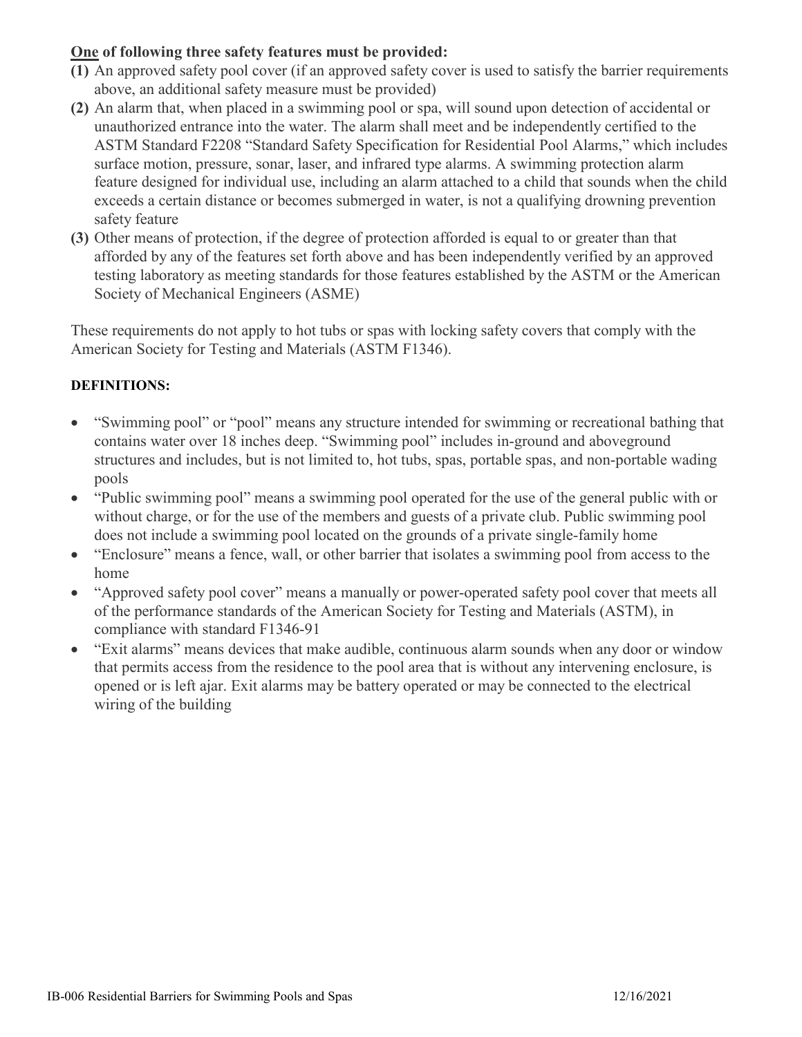**<u>One</u> of following three safety features must be provided:**

**(1)** An approved safety pool cover (if an approved safety cover is used to satisfy the barrier requirements above, an additional safety measure must be provided)

**(2)** An alarm that, when placed in a swimming pool or spa, will sound upon detection of accidental or unauthorized entrance into the water. The alarm shall meet and be independently certified to the ASTM Standard F2208 "Standard Safety Specification for Residential Pool Alarms," which includes surface motion, pressure, sonar, laser, and infrared type alarms. A swimming protection alarm feature designed for individual use, including an alarm attached to a child that sounds when the child exceeds a certain distance or becomes submerged in water, is not a qualifying drowning prevention safety feature

**(3)** Other means of protection, if the degree of protection afforded is equal to or greater than that afforded by any of the features set forth above and has been independently verified by an approved testing laboratory as meeting standards for those features established by the ASTM or the American Society of Mechanical Engineers (ASME)

These requirements do not apply to hot tubs or spas with locking safety covers that comply with the American Society for Testing and Materials (ASTM F1346).

**DEFINITIONS:**

- "Swimming pool" or "pool" means any structure intended for swimming or recreational bathing that contains water over 18 inches deep. "Swimming pool" includes in-ground and aboveground structures and includes, but is not limited to, hot tubs, spas, portable spas, and non-portable wading pools
- "Public swimming pool" means a swimming pool operated for the use of the general public with or without charge, or for the use of the members and guests of a private club. Public swimming pool does not include a swimming pool located on the grounds of a private single-family home
- "Enclosure" means a fence, wall, or other barrier that isolates a swimming pool from access to the home
- "Approved safety pool cover" means a manually or power-operated safety pool cover that meets all of the performance standards of the American Society for Testing and Materials (ASTM), in compliance with standard F1346-91
- "Exit alarms" means devices that make audible, continuous alarm sounds when any door or window that permits access from the residence to the pool area that is without any intervening enclosure, is opened or is left ajar. Exit alarms may be battery operated or may be connected to the electrical wiring of the building